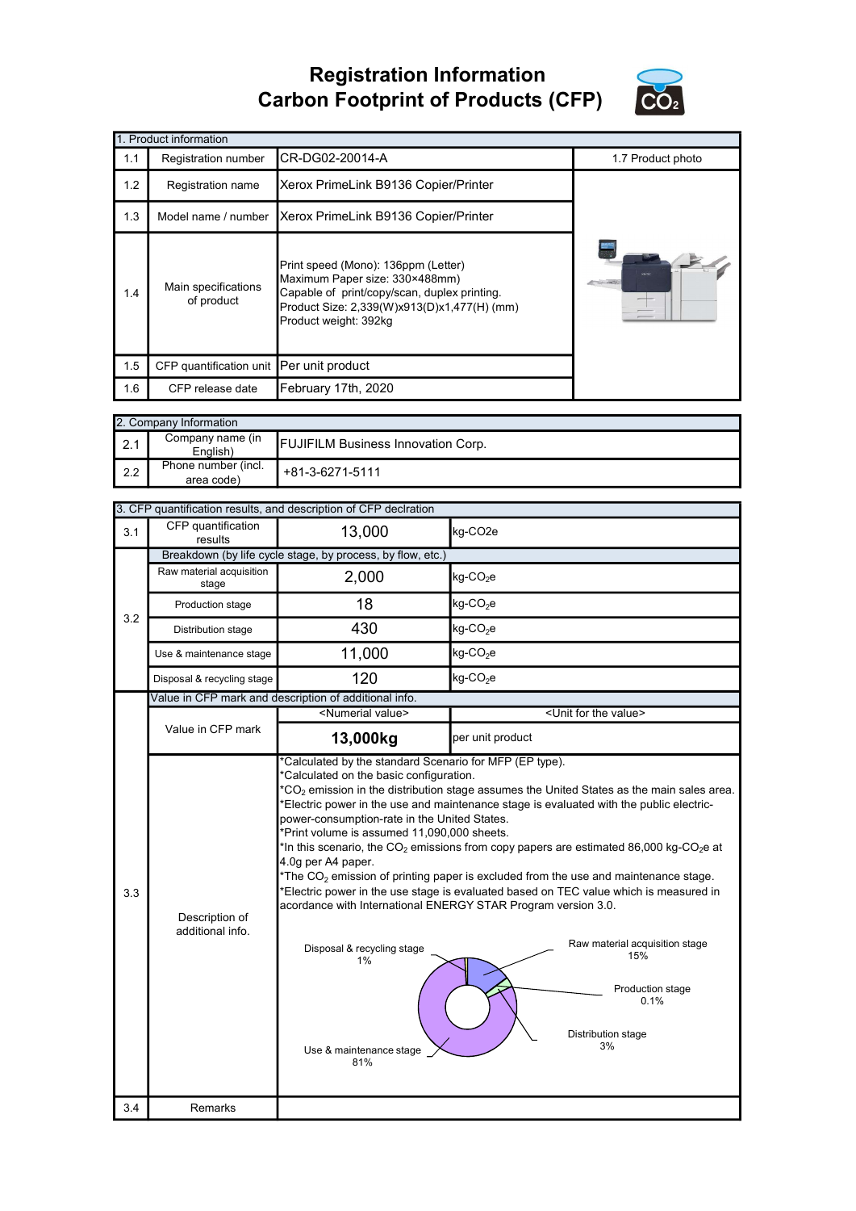# Registration Information
# Carbon Footprint of Products (CFP)

| 1. Product information | | | |
|---|---|---|---|
| 1.1 | Registration number | CR-DG02-20014-A | 1.7 Product photo |
| 1.2 | Registration name | Xerox PrimeLink B9136 Copier/Printer | |
| 1.3 | Model name / number | Xerox PrimeLink B9136 Copier/Printer | |
| 1.4 | Main specifications of product | Print speed (Mono): 136ppm (Letter)<br>Maximum Paper size: 330×488mm)<br>Capable of print/copy/scan, duplex printing.<br>Product Size: 2,339(W)x913(D)x1,477(H) (mm)<br>Product weight: 392kg | |
| 1.5 | CFP quantification unit | Per unit product | |
| 1.6 | CFP release date | February 17th, 2020 | |

| 2. Company Information | | |
|---|---|---|
| 2.1 | Company name (in English) | FUJIFILM Business Innovation Corp. |
| 2.2 | Phone number (incl. area code) | +81-3-6271-5111 |

| 3. CFP quantification results, and description of CFP declration | | | |
|---|---|---|---|
| 3.1 | CFP quantification results | 13,000 | kg-CO2e |
| 3.2 | Breakdown (by life cycle stage, by process, by flow, etc.) | | |
| | Raw material acquisition stage | 2,000 | kg-$CO_2$e |
| | Production stage | 18 | kg-$CO_2$e |
| | Distribution stage | 430 | kg-$CO_2$e |
| | Use & maintenance stage | 11,000 | kg-$CO_2$e |
| | Disposal & recycling stage | 120 | kg-$CO_2$e |
| 3.3 | Value in CFP mark and description of additional info. | | |
| | Value in CFP mark | <Numerial value> | <Unit for the value> |
| | | **13,000kg** | per unit product |
| | Description of additional info. | *Calculated by the standard Scenario for MFP (EP type).<br>*Calculated on the basic configuration.<br>*$CO_2$ emission in the distribution stage assumes the United States as the main sales area.<br>*Electric power in the use and maintenance stage is evaluated with the public electric-power-consumption-rate in the United States.<br>*Print volume is assumed 11,090,000 sheets.<br>*In this scenario, the $CO_2$ emissions from copy papers are estimated 86,000 kg-$CO_2$e at 4.0g per A4 paper.<br>*The $CO_2$ emission of printing paper is excluded from the use and maintenance stage.<br>*Electric power in the use stage is evaluated based on TEC value which is measured in acordance with International ENERGY STAR Program version 3.0. | |
| 3.4 | Remarks | | |

Disposal & recycling stage 1%
Raw material acquisition stage 15%
Production stage 0.1%
Distribution stage 3%
Use & maintenance stage 81%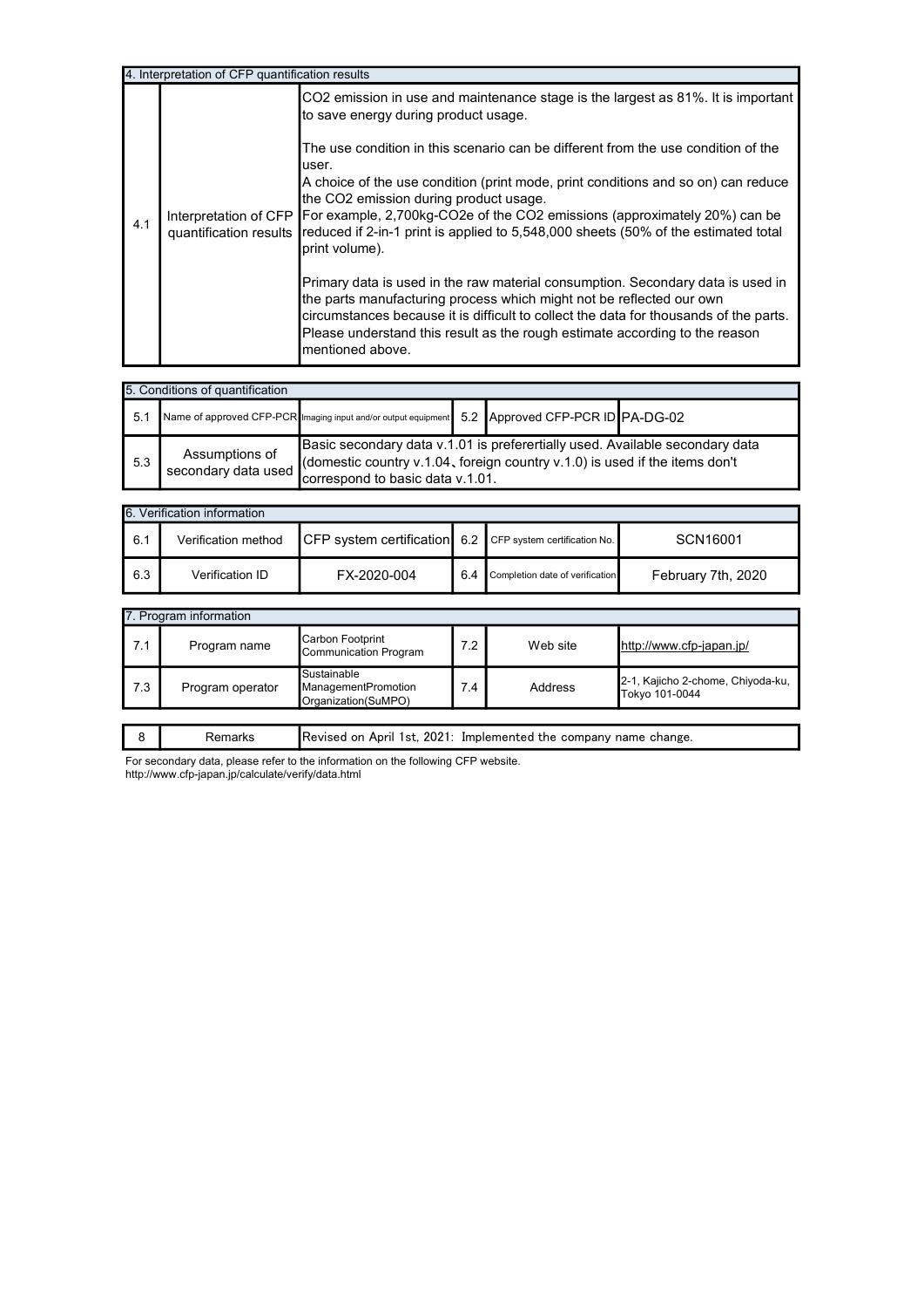| 4. Interpretation of CFP quantification results | | |
|---|---|---|
| 4.1 | Interpretation of CFP quantification results | $CO_2$ emission in use and maintenance stage is the largest as 81%. It is important to save energy during product usage.<br><br>The use condition in this scenario can be different from the use condition of the user.<br>A choice of the use condition (print mode, print conditions and so on) can reduce the $CO_2$ emission during product usage.<br>For example, 2,700kg-$CO_2$e of the $CO_2$ emissions (approximately 20%) can be reduced if 2-in-1 print is applied to 5,548,000 sheets (50% of the estimated total print volume).<br><br>Primary data is used in the raw material consumption. Secondary data is used in the parts manufacturing process which might not be reflected our own circumstances because it is difficult to collect the data for thousands of the parts. Please understand this result as the rough estimate according to the reason mentioned above. |

| 5. Conditions of quantification | | | | | |
|---|---|---|---|---|---|
| 5.1 | Name of approved CFP-PCR | Imaging input and/or output equipment | 5.2 | Approved CFP-PCR ID | PA-DG-02 |
| 5.3 | Assumptions of secondary data used | Basic secondary data v.1.01 is preferertially used. Available secondary data (domestic country v.1.04、foreign country v.1.0) is used if the items don't correspond to basic data v.1.01. | | | |

| 6. Verification information | | | | | |
|---|---|---|---|---|---|
| 6.1 | Verification method | CFP system certification | 6.2 | CFP system certification No. | SCN16001 |
| 6.3 | Verification ID | FX-2020-004 | 6.4 | Completion date of verification | February 7th, 2020 |

| 7. Program information | | | | | |
|---|---|---|---|---|---|
| 7.1 | Program name | Carbon Footprint Communication Program | 7.2 | Web site | http://www.cfp-japan.jp/ |
| 7.3 | Program operator | Sustainable ManagementPromotion Organization(SuMPO) | 7.4 | Address | 2-1, Kajicho 2-chome, Chiyoda-ku, Tokyo 101-0044 |

| | | |
|---|---|---|
| 8 | Remarks | Revised on April 1st, 2021: Implemented the company name change. |

For secondary data, please refer to the information on the following CFP website.
http://www.cfp-japan.jp/calculate/verify/data.html